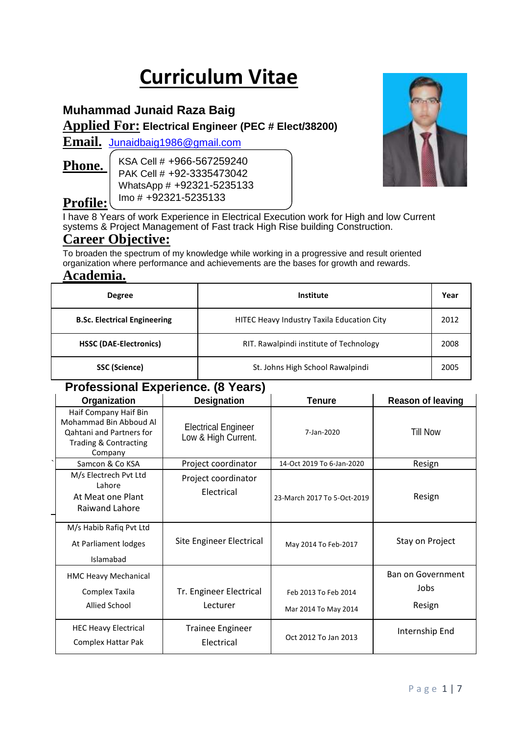# Curriculum Vitae

**Muhammad Junaid Raza Baig**

**Applied For:** **Electrical Engineer (PEC # Elect/38200)**

**Email.** Junaidbaig1986@gmail.com

**Phone.**

KSA Cell # +966-567259240
PAK Cell # +92-3335473042
WhatsApp # +92321-5235133
Imo # +92321-5235133

## Profile:

I have 8 Years of work Experience in Electrical Execution work for High and low Current systems & Project Management of Fast track High Rise building Construction.

## Career Objective:

To broaden the spectrum of my knowledge while working in a progressive and result oriented organization where performance and achievements are the bases for growth and rewards.

## Academia.

| Degree | Institute | Year |
|---|---|---|
| **B.Sc. Electrical Engineering** | HITEC Heavy Industry Taxila Education City | 2012 |
| **HSSC (DAE-Electronics)** | RIT. Rawalpindi institute of Technology | 2008 |
| **SSC (Science)** | St. Johns High School Rawalpindi | 2005 |

## Professional Experience. (8 Years)

| Organization | Designation | Tenure | Reason of leaving |
|---|---|---|---|
| Haif Company Haif Bin Mohammad Bin Abboud Al Qahtani and Partners for Trading & Contracting Company | Electrical Engineer Low & High Current. | 7-Jan-2020 | Till Now |
| Samcon & Co KSA | Project coordinator | 14-Oct 2019 To 6-Jan-2020 | Resign |
| M/s Electrech Pvt Ltd Lahore At Meat one Plant Raiwand Lahore | Project coordinator Electrical | 23-March 2017 To 5-Oct-2019 | Resign |
| M/s Habib Rafiq Pvt Ltd At Parliament lodges Islamabad | Site Engineer Electrical | May 2014 To Feb-2017 | Stay on Project |
| HMC Heavy Mechanical Complex Taxila Allied School | Tr. Engineer Electrical Lecturer | Feb 2013 To Feb 2014 Mar 2014 To May 2014 | Ban on Government Jobs Resign |
| HEC Heavy Electrical Complex Hattar Pak | Trainee Engineer Electrical | Oct 2012 To Jan 2013 | Internship End |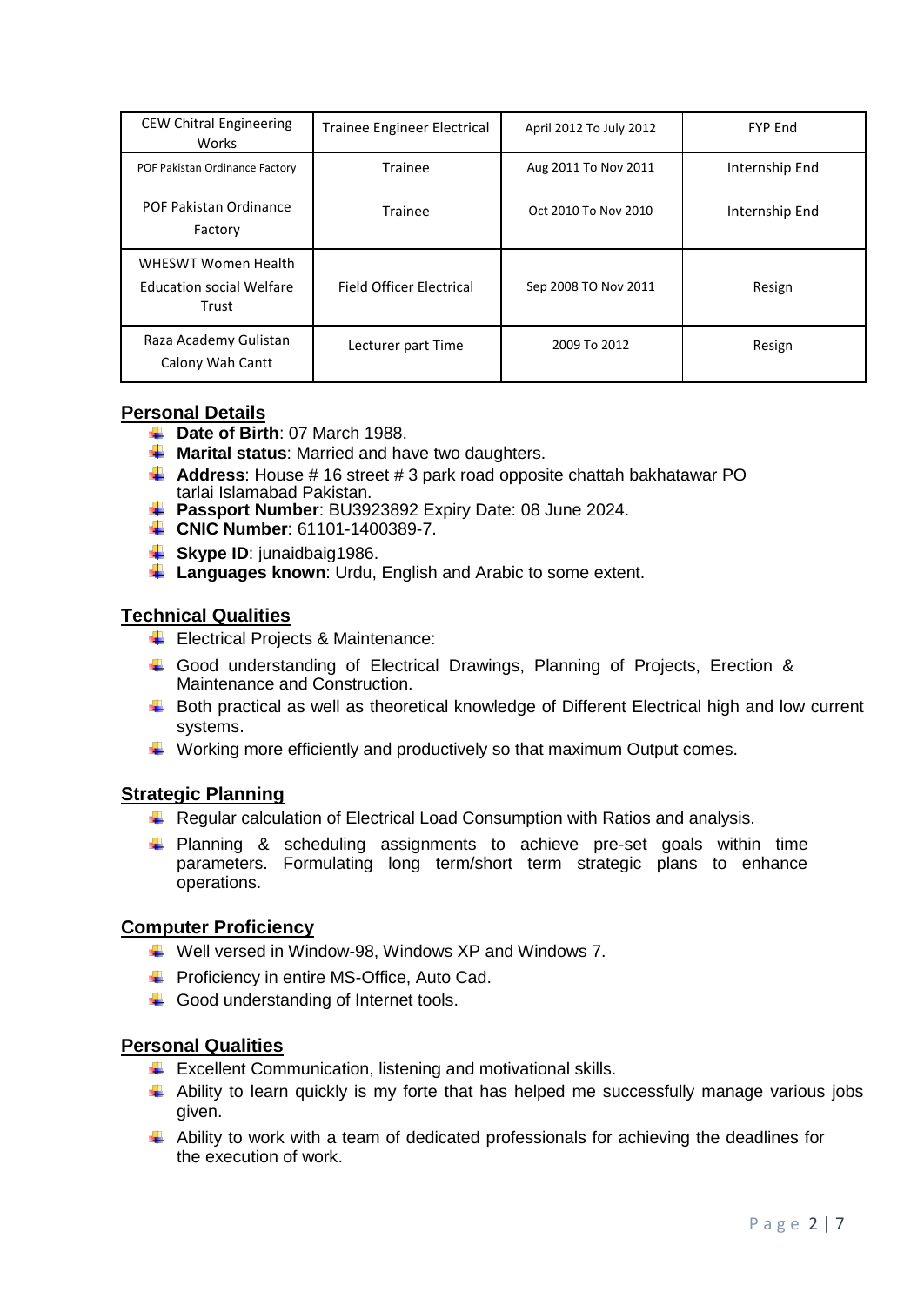| CEW Chitral Engineering Works | Trainee Engineer Electrical | April 2012 To July 2012 | FYP End |
|---|---|---|---|
| POF Pakistan Ordinance Factory | Trainee | Aug 2011 To Nov 2011 | Internship End |
| POF Pakistan Ordinance Factory | Trainee | Oct 2010 To Nov 2010 | Internship End |
| WHESWT Women Health Education social Welfare Trust | Field Officer Electrical | Sep 2008 TO Nov 2011 | Resign |
| Raza Academy Gulistan Calony Wah Cantt | Lecturer part Time | 2009 To 2012 | Resign |

## Personal Details

- **Date of Birth**: 07 March 1988.
- **Marital status**: Married and have two daughters.
- **Address**: House # 16 street # 3 park road opposite chattah bakhatawar PO tarlai Islamabad Pakistan.
- **Passport Number**: BU3923892 Expiry Date: 08 June 2024.
- **CNIC Number**: 61101-1400389-7.
- **Skype ID**: junaidbaig1986.
- **Languages known**: Urdu, English and Arabic to some extent.

## Technical Qualities

- Electrical Projects & Maintenance:
- Good understanding of Electrical Drawings, Planning of Projects, Erection & Maintenance and Construction.
- Both practical as well as theoretical knowledge of Different Electrical high and low current systems.
- Working more efficiently and productively so that maximum Output comes.

## Strategic Planning

- Regular calculation of Electrical Load Consumption with Ratios and analysis.
- Planning & scheduling assignments to achieve pre-set goals within time parameters. Formulating long term/short term strategic plans to enhance operations.

## Computer Proficiency

- Well versed in Window-98, Windows XP and Windows 7.
- Proficiency in entire MS-Office, Auto Cad.
- Good understanding of Internet tools.

## Personal Qualities

- Excellent Communication, listening and motivational skills.
- Ability to learn quickly is my forte that has helped me successfully manage various jobs given.
- Ability to work with a team of dedicated professionals for achieving the deadlines for the execution of work.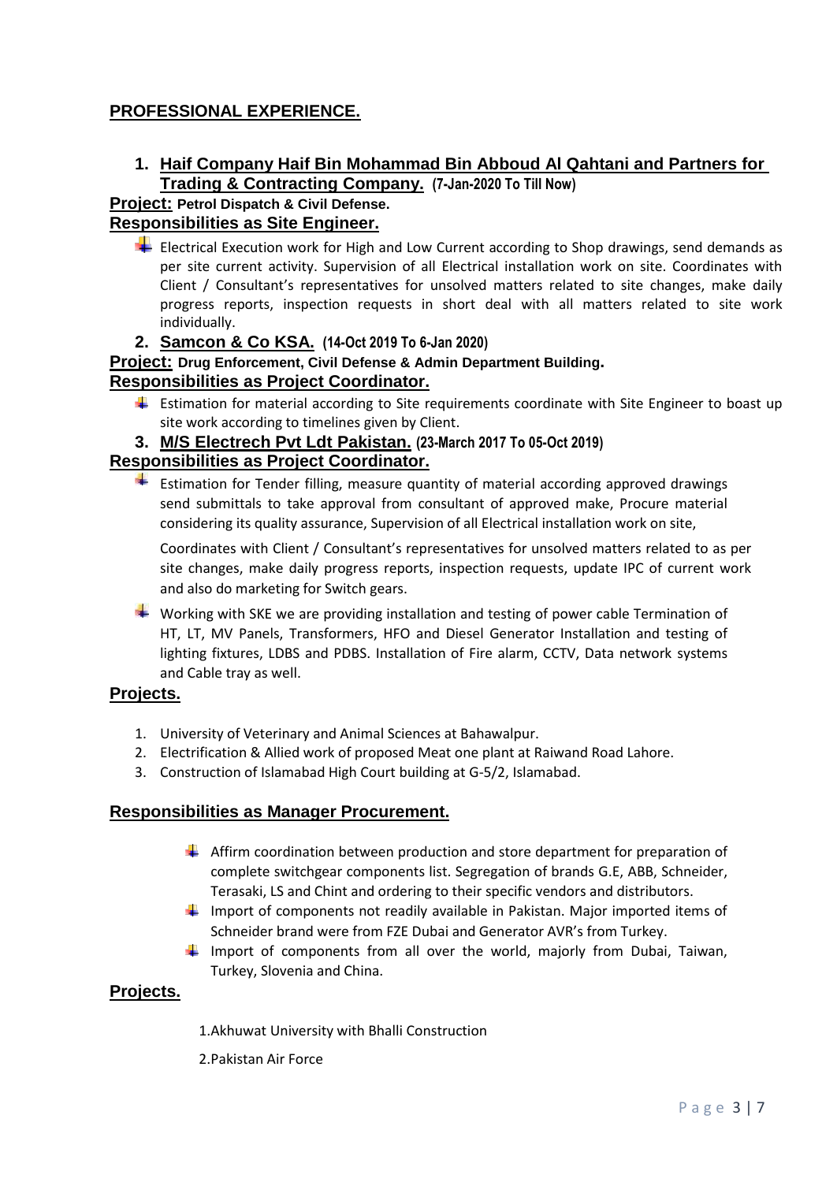## PROFESSIONAL EXPERIENCE.

### 1. Haif Company Haif Bin Mohammad Bin Abboud Al Qahtani and Partners for Trading & Contracting Company. (7-Jan-2020 To Till Now)

**Project:** **Petrol Dispatch & Civil Defense.**

**Responsibilities as Site Engineer.**

- Electrical Execution work for High and Low Current according to Shop drawings, send demands as per site current activity. Supervision of all Electrical installation work on site. Coordinates with Client / Consultant's representatives for unsolved matters related to site changes, make daily progress reports, inspection requests in short deal with all matters related to site work individually.

### 2. Samcon & Co KSA. (14-Oct 2019 To 6-Jan 2020)

**Project:** **Drug Enforcement, Civil Defense & Admin Department Building.**

**Responsibilities as Project Coordinator.**

- Estimation for material according to Site requirements coordinate with Site Engineer to boast up site work according to timelines given by Client.

### 3. M/S Electrech Pvt Ldt Pakistan. (23-March 2017 To 05-Oct 2019)

**Responsibilities as Project Coordinator.**

- Estimation for Tender filling, measure quantity of material according approved drawings send submittals to take approval from consultant of approved make, Procure material considering its quality assurance, Supervision of all Electrical installation work on site,

  Coordinates with Client / Consultant's representatives for unsolved matters related to as per site changes, make daily progress reports, inspection requests, update IPC of current work and also do marketing for Switch gears.

- Working with SKE we are providing installation and testing of power cable Termination of HT, LT, MV Panels, Transformers, HFO and Diesel Generator Installation and testing of lighting fixtures, LDBS and PDBS. Installation of Fire alarm, CCTV, Data network systems and Cable tray as well.

**Projects.**

1. University of Veterinary and Animal Sciences at Bahawalpur.
2. Electrification & Allied work of proposed Meat one plant at Raiwand Road Lahore.
3. Construction of Islamabad High Court building at G-5/2, Islamabad.

**Responsibilities as Manager Procurement.**

- Affirm coordination between production and store department for preparation of complete switchgear components list. Segregation of brands G.E, ABB, Schneider, Terasaki, LS and Chint and ordering to their specific vendors and distributors.
- Import of components not readily available in Pakistan. Major imported items of Schneider brand were from FZE Dubai and Generator AVR's from Turkey.
- Import of components from all over the world, majorly from Dubai, Taiwan, Turkey, Slovenia and China.

**Projects.**

1.Akhuwat University with Bhalli Construction

2.Pakistan Air Force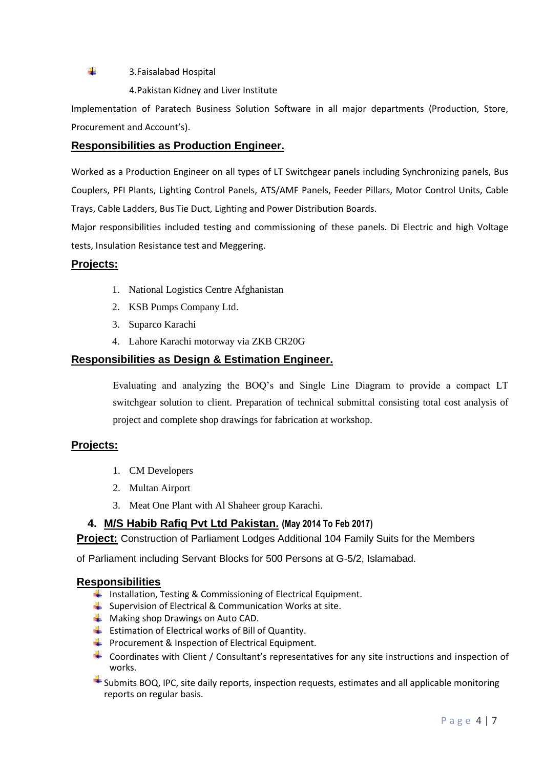- 3.Faisalabad Hospital
  4.Pakistan Kidney and Liver Institute

Implementation of Paratech Business Solution Software in all major departments (Production, Store, Procurement and Account's).

### Responsibilities as Production Engineer.

Worked as a Production Engineer on all types of LT Switchgear panels including Synchronizing panels, Bus Couplers, PFI Plants, Lighting Control Panels, ATS/AMF Panels, Feeder Pillars, Motor Control Units, Cable Trays, Cable Ladders, Bus Tie Duct, Lighting and Power Distribution Boards.

Major responsibilities included testing and commissioning of these panels. Di Electric and high Voltage tests, Insulation Resistance test and Meggering.

### Projects:

1. National Logistics Centre Afghanistan
2. KSB Pumps Company Ltd.
3. Suparco Karachi
4. Lahore Karachi motorway via ZKB CR20G

### Responsibilities as Design & Estimation Engineer.

Evaluating and analyzing the BOQ's and Single Line Diagram to provide a compact LT switchgear solution to client. Preparation of technical submittal consisting total cost analysis of project and complete shop drawings for fabrication at workshop.

### Projects:

1. CM Developers
2. Multan Airport
3. Meat One Plant with Al Shaheer group Karachi.

### 4. M/S Habib Rafiq Pvt Ltd Pakistan. (May 2014 To Feb 2017)

**Project:** Construction of Parliament Lodges Additional 104 Family Suits for the Members of Parliament including Servant Blocks for 500 Persons at G-5/2, Islamabad.

### Responsibilities

- Installation, Testing & Commissioning of Electrical Equipment.
- Supervision of Electrical & Communication Works at site.
- Making shop Drawings on Auto CAD.
- Estimation of Electrical works of Bill of Quantity.
- Procurement & Inspection of Electrical Equipment.
- Coordinates with Client / Consultant's representatives for any site instructions and inspection of works.
- Submits BOQ, IPC, site daily reports, inspection requests, estimates and all applicable monitoring reports on regular basis.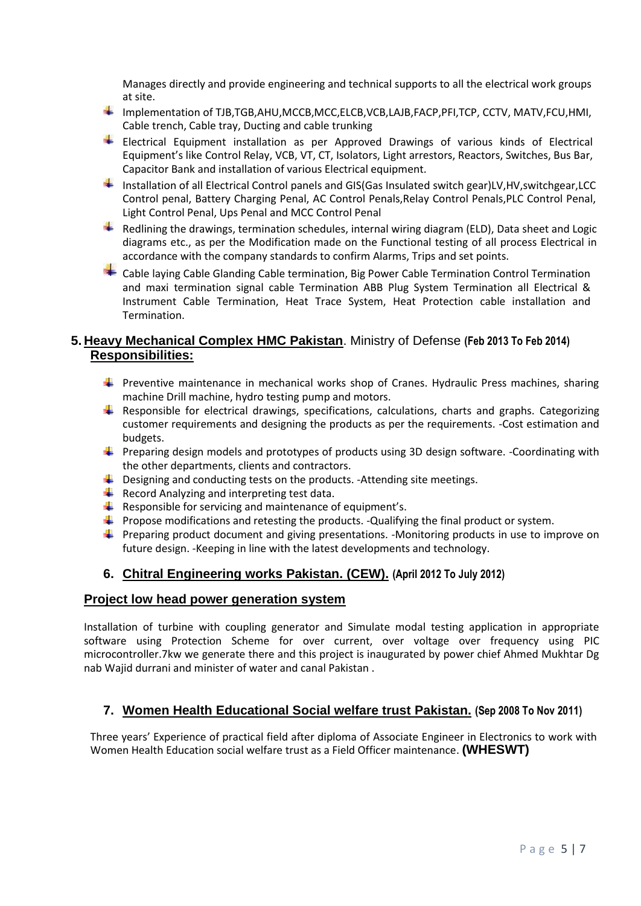Manages directly and provide engineering and technical supports to all the electrical work groups at site.

- Implementation of TJB,TGB,AHU,MCCB,MCC,ELCB,VCB,LAJB,FACP,PFI,TCP, CCTV, MATV,FCU,HMI, Cable trench, Cable tray, Ducting and cable trunking
- Electrical Equipment installation as per Approved Drawings of various kinds of Electrical Equipment's like Control Relay, VCB, VT, CT, Isolators, Light arrestors, Reactors, Switches, Bus Bar, Capacitor Bank and installation of various Electrical equipment.
- Installation of all Electrical Control panels and GIS(Gas Insulated switch gear)LV,HV,switchgear,LCC Control penal, Battery Charging Penal, AC Control Penals,Relay Control Penals,PLC Control Penal, Light Control Penal, Ups Penal and MCC Control Penal
- Redlining the drawings, termination schedules, internal wiring diagram (ELD), Data sheet and Logic diagrams etc., as per the Modification made on the Functional testing of all process Electrical in accordance with the company standards to confirm Alarms, Trips and set points.
- Cable laying Cable Glanding Cable termination, Big Power Cable Termination Control Termination and maxi termination signal cable Termination ABB Plug System Termination all Electrical & Instrument Cable Termination, Heat Trace System, Heat Protection cable installation and Termination.

## 5. **Heavy Mechanical Complex HMC Pakistan**. Ministry of Defense **(Feb 2013 To Feb 2014)**

**Responsibilities:**

- Preventive maintenance in mechanical works shop of Cranes. Hydraulic Press machines, sharing machine Drill machine, hydro testing pump and motors.
- Responsible for electrical drawings, specifications, calculations, charts and graphs. Categorizing customer requirements and designing the products as per the requirements. -Cost estimation and budgets.
- Preparing design models and prototypes of products using 3D design software. -Coordinating with the other departments, clients and contractors.
- Designing and conducting tests on the products. -Attending site meetings.
- Record Analyzing and interpreting test data.
- Responsible for servicing and maintenance of equipment's.
- Propose modifications and retesting the products. -Qualifying the final product or system.
- Preparing product document and giving presentations. -Monitoring products in use to improve on future design. -Keeping in line with the latest developments and technology.

## 6. **Chitral Engineering works Pakistan. (CEW). (April 2012 To July 2012)**

**Project low head power generation system**

Installation of turbine with coupling generator and Simulate modal testing application in appropriate software using Protection Scheme for over current, over voltage over frequency using PIC microcontroller.7kw we generate there and this project is inaugurated by power chief Ahmed Mukhtar Dg nab Wajid durrani and minister of water and canal Pakistan .

## 7. **Women Health Educational Social welfare trust Pakistan. (Sep 2008 To Nov 2011)**

Three years' Experience of practical field after diploma of Associate Engineer in Electronics to work with Women Health Education social welfare trust as a Field Officer maintenance. **(WHESWT)**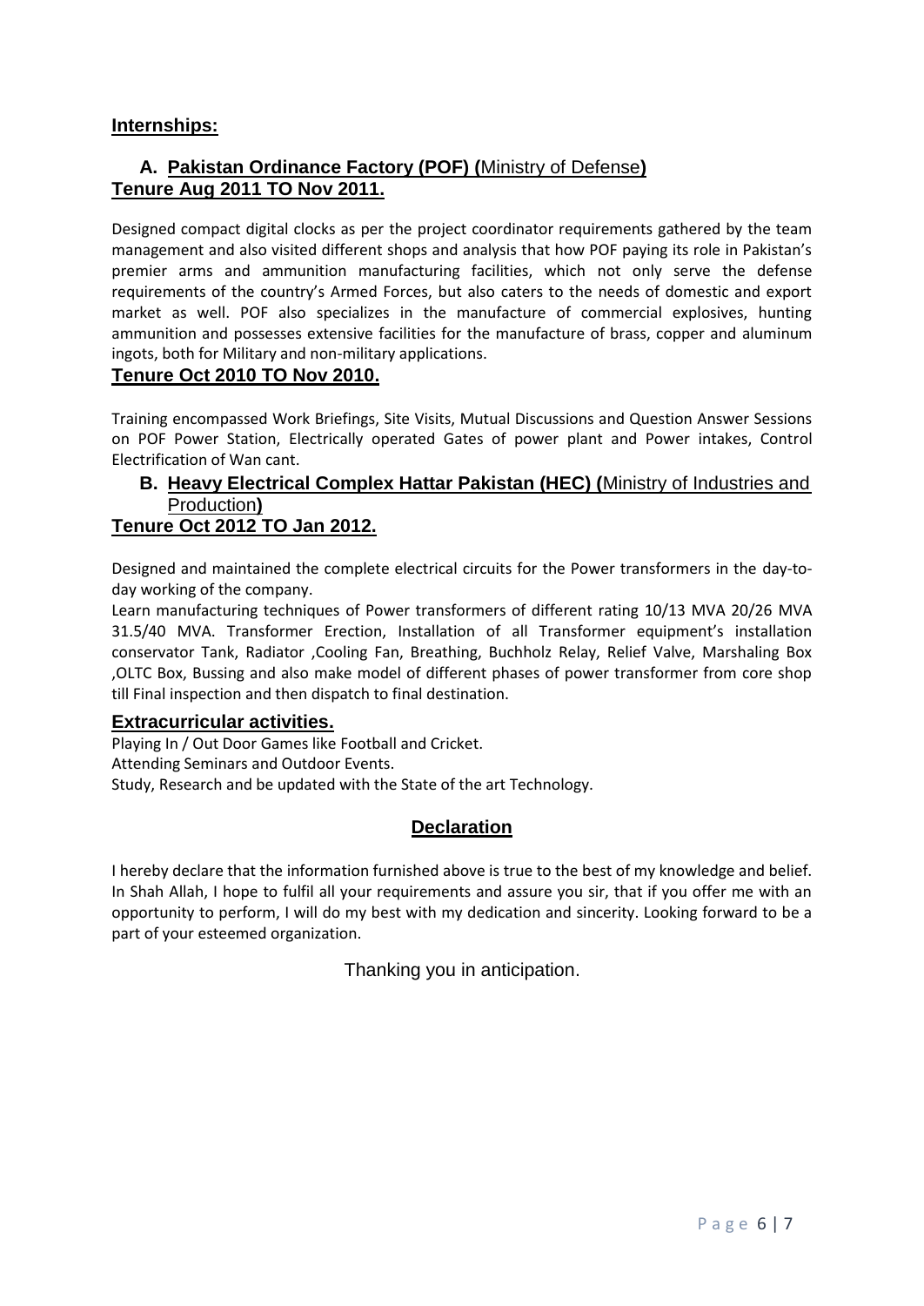## Internships:

### A. Pakistan Ordinance Factory (POF) (Ministry of Defense)

**Tenure Aug 2011 TO Nov 2011.**

Designed compact digital clocks as per the project coordinator requirements gathered by the team management and also visited different shops and analysis that how POF paying its role in Pakistan's premier arms and ammunition manufacturing facilities, which not only serve the defense requirements of the country's Armed Forces, but also caters to the needs of domestic and export market as well. POF also specializes in the manufacture of commercial explosives, hunting ammunition and possesses extensive facilities for the manufacture of brass, copper and aluminum ingots, both for Military and non-military applications.

**Tenure Oct 2010 TO Nov 2010.**

Training encompassed Work Briefings, Site Visits, Mutual Discussions and Question Answer Sessions on POF Power Station, Electrically operated Gates of power plant and Power intakes, Control Electrification of Wan cant.

### B. Heavy Electrical Complex Hattar Pakistan (HEC) (Ministry of Industries and Production)

**Tenure Oct 2012 TO Jan 2012.**

Designed and maintained the complete electrical circuits for the Power transformers in the day-to-day working of the company.

Learn manufacturing techniques of Power transformers of different rating 10/13 MVA 20/26 MVA 31.5/40 MVA. Transformer Erection, Installation of all Transformer equipment's installation conservator Tank, Radiator ,Cooling Fan, Breathing, Buchholz Relay, Relief Valve, Marshaling Box ,OLTC Box, Bussing and also make model of different phases of power transformer from core shop till Final inspection and then dispatch to final destination.

## Extracurricular activities.

Playing In / Out Door Games like Football and Cricket.

Attending Seminars and Outdoor Events.

Study, Research and be updated with the State of the art Technology.

## Declaration

I hereby declare that the information furnished above is true to the best of my knowledge and belief. In Shah Allah, I hope to fulfil all your requirements and assure you sir, that if you offer me with an opportunity to perform, I will do my best with my dedication and sincerity. Looking forward to be a part of your esteemed organization.

Thanking you in anticipation.